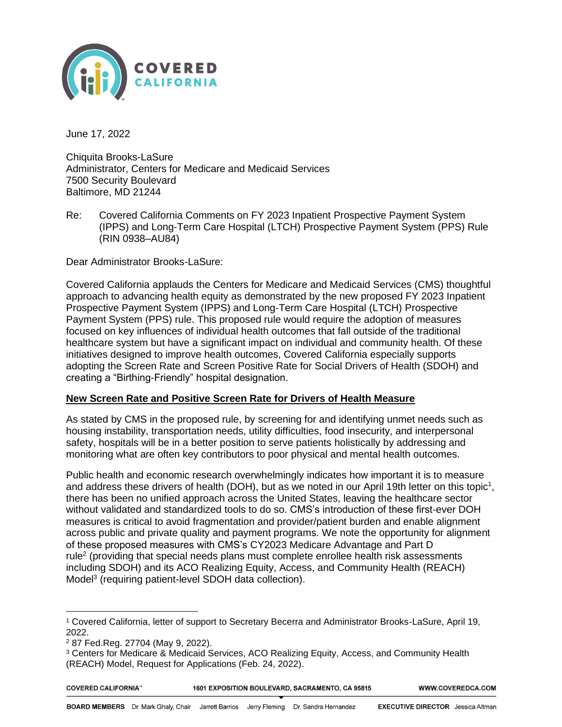June 17, 2022

Chiquita Brooks-LaSure
Administrator, Centers for Medicare and Medicaid Services
7500 Security Boulevard
Baltimore, MD 21244

Re: Covered California Comments on FY 2023 Inpatient Prospective Payment System (IPPS) and Long-Term Care Hospital (LTCH) Prospective Payment System (PPS) Rule (RIN 0938–AU84)

Dear Administrator Brooks-LaSure:

Covered California applauds the Centers for Medicare and Medicaid Services (CMS) thoughtful approach to advancing health equity as demonstrated by the new proposed FY 2023 Inpatient Prospective Payment System (IPPS) and Long-Term Care Hospital (LTCH) Prospective Payment System (PPS) rule. This proposed rule would require the adoption of measures focused on key influences of individual health outcomes that fall outside of the traditional healthcare system but have a significant impact on individual and community health. Of these initiatives designed to improve health outcomes, Covered California especially supports adopting the Screen Rate and Screen Positive Rate for Social Drivers of Health (SDOH) and creating a "Birthing-Friendly" hospital designation.

**New Screen Rate and Positive Screen Rate for Drivers of Health Measure**

As stated by CMS in the proposed rule, by screening for and identifying unmet needs such as housing instability, transportation needs, utility difficulties, food insecurity, and interpersonal safety, hospitals will be in a better position to serve patients holistically by addressing and monitoring what are often key contributors to poor physical and mental health outcomes.

Public health and economic research overwhelmingly indicates how important it is to measure and address these drivers of health (DOH), but as we noted in our April 19th letter on this topic[1], there has been no unified approach across the United States, leaving the healthcare sector without validated and standardized tools to do so. CMS's introduction of these first-ever DOH measures is critical to avoid fragmentation and provider/patient burden and enable alignment across public and private quality and payment programs. We note the opportunity for alignment of these proposed measures with CMS's CY2023 Medicare Advantage and Part D rule[2] (providing that special needs plans must complete enrollee health risk assessments including SDOH) and its ACO Realizing Equity, Access, and Community Health (REACH) Model[3] (requiring patient-level SDOH data collection).

[1] Covered California, letter of support to Secretary Becerra and Administrator Brooks-LaSure, April 19, 2022.

[2] 87 Fed.Reg. 27704 (May 9, 2022).

[3] Centers for Medicare & Medicaid Services, ACO Realizing Equity, Access, and Community Health (REACH) Model, Request for Applications (Feb. 24, 2022).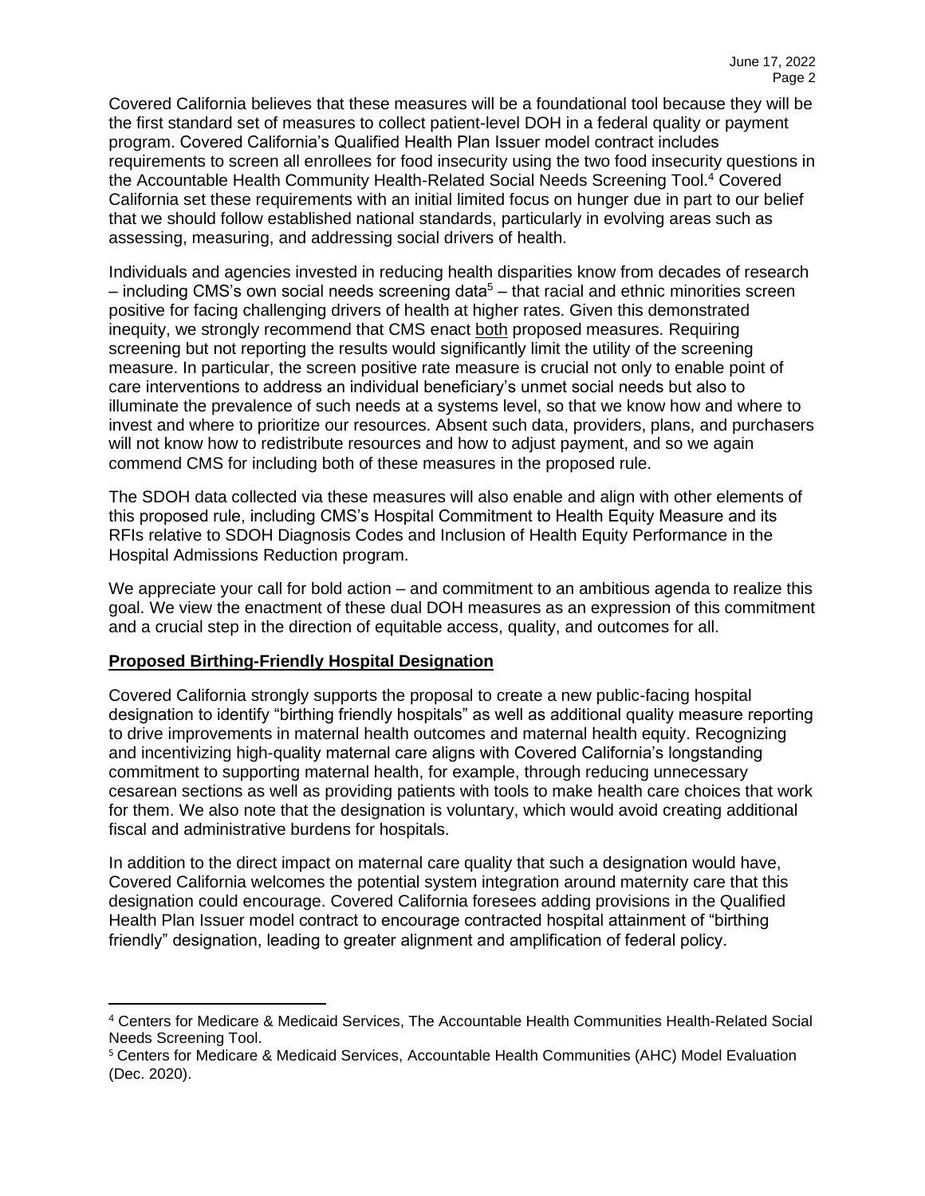Covered California believes that these measures will be a foundational tool because they will be the first standard set of measures to collect patient-level DOH in a federal quality or payment program. Covered California's Qualified Health Plan Issuer model contract includes requirements to screen all enrollees for food insecurity using the two food insecurity questions in the Accountable Health Community Health-Related Social Needs Screening Tool.[4] Covered California set these requirements with an initial limited focus on hunger due in part to our belief that we should follow established national standards, particularly in evolving areas such as assessing, measuring, and addressing social drivers of health.

Individuals and agencies invested in reducing health disparities know from decades of research – including CMS's own social needs screening data[5] – that racial and ethnic minorities screen positive for facing challenging drivers of health at higher rates. Given this demonstrated inequity, we strongly recommend that CMS enact both proposed measures. Requiring screening but not reporting the results would significantly limit the utility of the screening measure. In particular, the screen positive rate measure is crucial not only to enable point of care interventions to address an individual beneficiary's unmet social needs but also to illuminate the prevalence of such needs at a systems level, so that we know how and where to invest and where to prioritize our resources. Absent such data, providers, plans, and purchasers will not know how to redistribute resources and how to adjust payment, and so we again commend CMS for including both of these measures in the proposed rule.

The SDOH data collected via these measures will also enable and align with other elements of this proposed rule, including CMS's Hospital Commitment to Health Equity Measure and its RFIs relative to SDOH Diagnosis Codes and Inclusion of Health Equity Performance in the Hospital Admissions Reduction program.

We appreciate your call for bold action – and commitment to an ambitious agenda to realize this goal. We view the enactment of these dual DOH measures as an expression of this commitment and a crucial step in the direction of equitable access, quality, and outcomes for all.

**Proposed Birthing-Friendly Hospital Designation**

Covered California strongly supports the proposal to create a new public-facing hospital designation to identify "birthing friendly hospitals" as well as additional quality measure reporting to drive improvements in maternal health outcomes and maternal health equity. Recognizing and incentivizing high-quality maternal care aligns with Covered California's longstanding commitment to supporting maternal health, for example, through reducing unnecessary cesarean sections as well as providing patients with tools to make health care choices that work for them. We also note that the designation is voluntary, which would avoid creating additional fiscal and administrative burdens for hospitals.

In addition to the direct impact on maternal care quality that such a designation would have, Covered California welcomes the potential system integration around maternity care that this designation could encourage. Covered California foresees adding provisions in the Qualified Health Plan Issuer model contract to encourage contracted hospital attainment of "birthing friendly" designation, leading to greater alignment and amplification of federal policy.

[4] Centers for Medicare & Medicaid Services, The Accountable Health Communities Health-Related Social Needs Screening Tool.

[5] Centers for Medicare & Medicaid Services, Accountable Health Communities (AHC) Model Evaluation (Dec. 2020).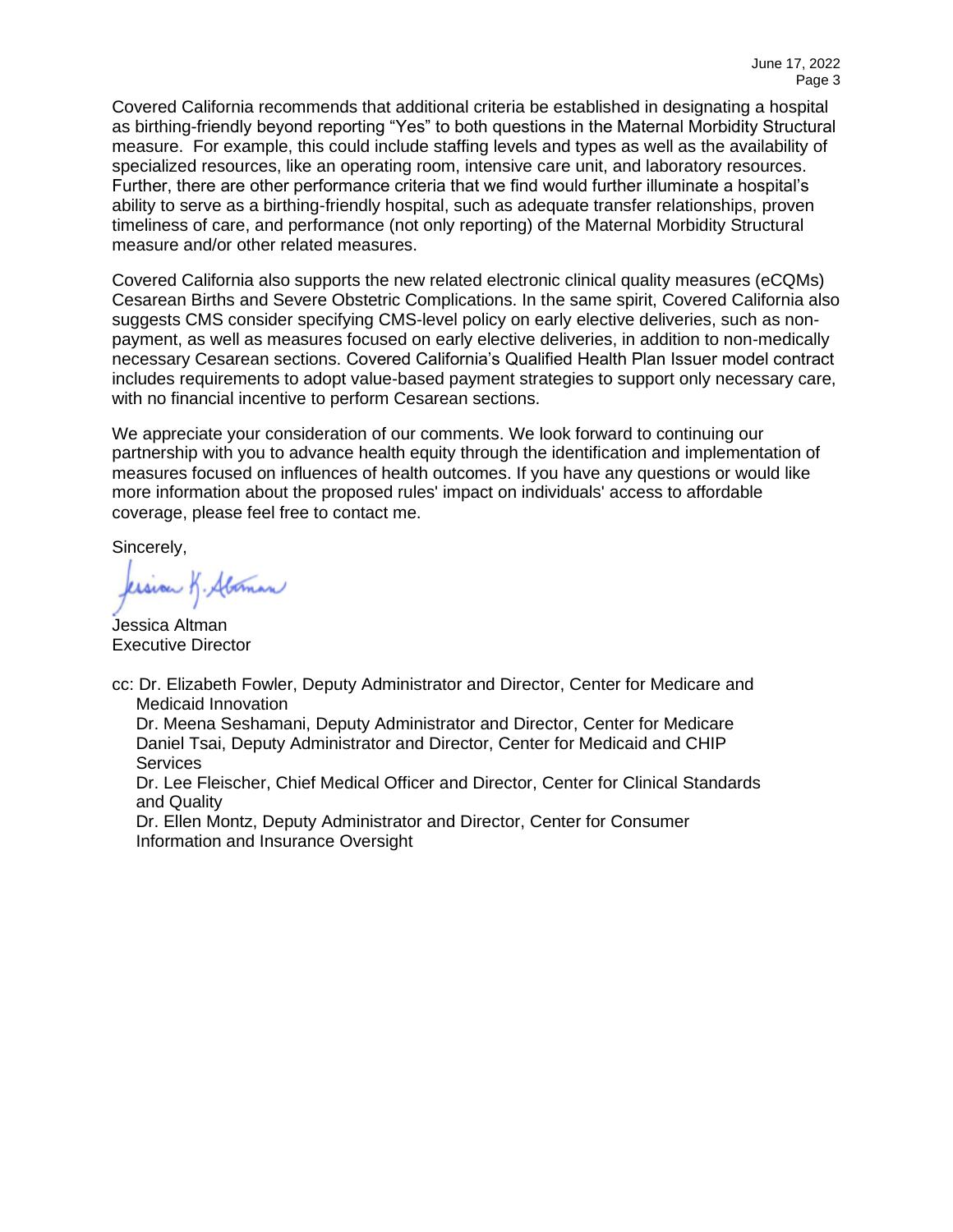Covered California recommends that additional criteria be established in designating a hospital as birthing-friendly beyond reporting "Yes" to both questions in the Maternal Morbidity Structural measure. For example, this could include staffing levels and types as well as the availability of specialized resources, like an operating room, intensive care unit, and laboratory resources. Further, there are other performance criteria that we find would further illuminate a hospital's ability to serve as a birthing-friendly hospital, such as adequate transfer relationships, proven timeliness of care, and performance (not only reporting) of the Maternal Morbidity Structural measure and/or other related measures.

Covered California also supports the new related electronic clinical quality measures (eCQMs) Cesarean Births and Severe Obstetric Complications. In the same spirit, Covered California also suggests CMS consider specifying CMS-level policy on early elective deliveries, such as non-payment, as well as measures focused on early elective deliveries, in addition to non-medically necessary Cesarean sections. Covered California's Qualified Health Plan Issuer model contract includes requirements to adopt value-based payment strategies to support only necessary care, with no financial incentive to perform Cesarean sections.

We appreciate your consideration of our comments. We look forward to continuing our partnership with you to advance health equity through the identification and implementation of measures focused on influences of health outcomes. If you have any questions or would like more information about the proposed rules' impact on individuals' access to affordable coverage, please feel free to contact me.

Sincerely,

Jessica Altman
Executive Director

cc: Dr. Elizabeth Fowler, Deputy Administrator and Director, Center for Medicare and Medicaid Innovation
Dr. Meena Seshamani, Deputy Administrator and Director, Center for Medicare
Daniel Tsai, Deputy Administrator and Director, Center for Medicaid and CHIP Services
Dr. Lee Fleischer, Chief Medical Officer and Director, Center for Clinical Standards and Quality
Dr. Ellen Montz, Deputy Administrator and Director, Center for Consumer Information and Insurance Oversight